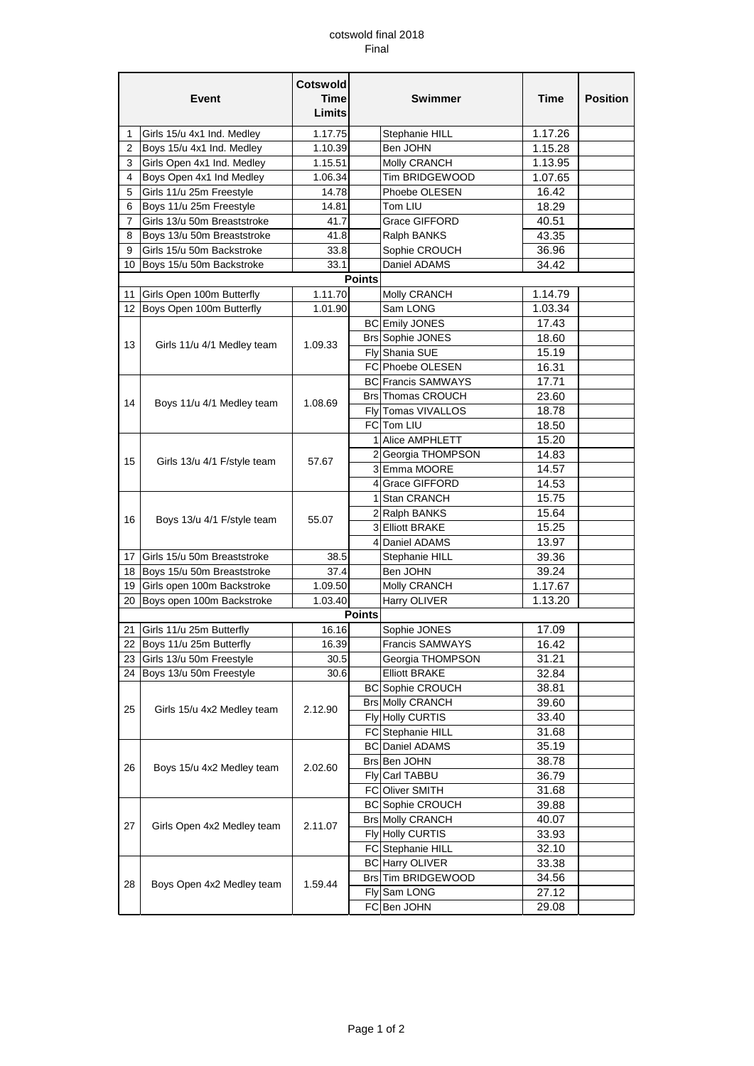cotswold final 2018

Final

| | Event | Cotswold Time Limits | | Swimmer | Time | Position |
|---|---|---|---|---|---|---|
| 1 | Girls 15/u 4x1 Ind. Medley | 1.17.75 | | Stephanie HILL | 1.17.26 | |
| 2 | Boys 15/u 4x1 Ind. Medley | 1.10.39 | | Ben JOHN | 1.15.28 | |
| 3 | Girls Open 4x1 Ind. Medley | 1.15.51 | | Molly CRANCH | 1.13.95 | |
| 4 | Boys Open 4x1 Ind Medley | 1.06.34 | | Tim BRIDGEWOOD | 1.07.65 | |
| 5 | Girls 11/u 25m Freestyle | 14.78 | | Phoebe OLESEN | 16.42 | |
| 6 | Boys 11/u 25m Freestyle | 14.81 | | Tom LIU | 18.29 | |
| 7 | Girls 13/u 50m Breaststroke | 41.7 | | Grace GIFFORD | 40.51 | |
| 8 | Boys 13/u 50m Breaststroke | 41.8 | | Ralph BANKS | 43.35 | |
| 9 | Girls 15/u 50m Backstroke | 33.8 | | Sophie CROUCH | 36.96 | |
| 10 | Boys 15/u 50m Backstroke | 33.1 | | Daniel ADAMS | 34.42 | |
| | | | Points | | | |
| 11 | Girls Open 100m Butterfly | 1.11.70 | | Molly CRANCH | 1.14.79 | |
| 12 | Boys Open 100m Butterfly | 1.01.90 | | Sam LONG | 1.03.34 | |
| 13 | Girls 11/u 4/1 Medley team | 1.09.33 | BC | Emily JONES | 17.43 | |
| | | | Brs | Sophie JONES | 18.60 | |
| | | | Fly | Shania SUE | 15.19 | |
| | | | FC | Phoebe OLESEN | 16.31 | |
| 14 | Boys 11/u 4/1 Medley team | 1.08.69 | BC | Francis SAMWAYS | 17.71 | |
| | | | Brs | Thomas CROUCH | 23.60 | |
| | | | Fly | Tomas VIVALLOS | 18.78 | |
| | | | FC | Tom LIU | 18.50 | |
| 15 | Girls 13/u 4/1 F/style team | 57.67 | 1 | Alice AMPHLETT | 15.20 | |
| | | | 2 | Georgia THOMPSON | 14.83 | |
| | | | 3 | Emma MOORE | 14.57 | |
| | | | 4 | Grace GIFFORD | 14.53 | |
| 16 | Boys 13/u 4/1 F/style team | 55.07 | 1 | Stan CRANCH | 15.75 | |
| | | | 2 | Ralph BANKS | 15.64 | |
| | | | 3 | Elliott BRAKE | 15.25 | |
| | | | 4 | Daniel ADAMS | 13.97 | |
| 17 | Girls 15/u 50m Breaststroke | 38.5 | | Stephanie HILL | 39.36 | |
| 18 | Boys 15/u 50m Breaststroke | 37.4 | | Ben JOHN | 39.24 | |
| 19 | Girls open 100m Backstroke | 1.09.50 | | Molly CRANCH | 1.17.67 | |
| 20 | Boys open 100m Backstroke | 1.03.40 | | Harry OLIVER | 1.13.20 | |
| | | | Points | | | |
| 21 | Girls 11/u 25m Butterfly | 16.16 | | Sophie JONES | 17.09 | |
| 22 | Boys 11/u 25m Butterfly | 16.39 | | Francis SAMWAYS | 16.42 | |
| 23 | Girls 13/u 50m Freestyle | 30.5 | | Georgia THOMPSON | 31.21 | |
| 24 | Boys 13/u 50m Freestyle | 30.6 | | Elliott BRAKE | 32.84 | |
| 25 | Girls 15/u 4x2 Medley team | 2.12.90 | BC | Sophie CROUCH | 38.81 | |
| | | | Brs | Molly CRANCH | 39.60 | |
| | | | Fly | Holly CURTIS | 33.40 | |
| | | | FC | Stephanie HILL | 31.68 | |
| 26 | Boys 15/u 4x2 Medley team | 2.02.60 | BC | Daniel ADAMS | 35.19 | |
| | | | Brs | Ben JOHN | 38.78 | |
| | | | Fly | Carl TABBU | 36.79 | |
| | | | FC | Oliver SMITH | 31.68 | |
| 27 | Girls Open 4x2 Medley team | 2.11.07 | BC | Sophie CROUCH | 39.88 | |
| | | | Brs | Molly CRANCH | 40.07 | |
| | | | Fly | Holly CURTIS | 33.93 | |
| | | | FC | Stephanie HILL | 32.10 | |
| 28 | Boys Open 4x2 Medley team | 1.59.44 | BC | Harry OLIVER | 33.38 | |
| | | | Brs | Tim BRIDGEWOOD | 34.56 | |
| | | | Fly | Sam LONG | 27.12 | |
| | | | FC | Ben JOHN | 29.08 | |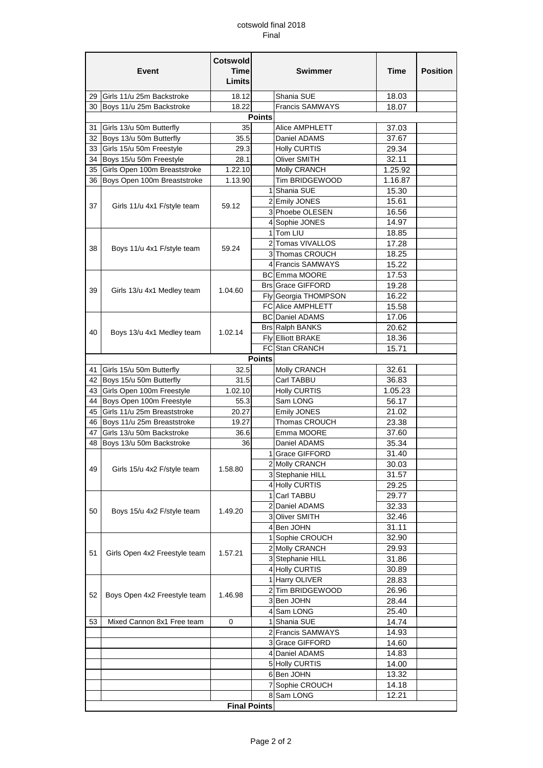cotswold final 2018
Final

| Event | | Cotswold Time Limits | Swimmer | | Time | Position |
|---|---|---|---|---|---|---|
| 29 | Girls 11/u 25m Backstroke | 18.12 | | Shania SUE | 18.03 | |
| 30 | Boys 11/u 25m Backstroke | 18.22 | | Francis SAMWAYS | 18.07 | |
| | | Points | | | | |
| 31 | Girls 13/u 50m Butterfly | 35 | | Alice AMPHLETT | 37.03 | |
| 32 | Boys 13/u 50m Butterfly | 35.5 | | Daniel ADAMS | 37.67 | |
| 33 | Girls 15/u 50m Freestyle | 29.3 | | Holly CURTIS | 29.34 | |
| 34 | Boys 15/u 50m Freestyle | 28.1 | | Oliver SMITH | 32.11 | |
| 35 | Girls Open 100m Breaststroke | 1.22.10 | | Molly CRANCH | 1.25.92 | |
| 36 | Boys Open 100m Breaststroke | 1.13.90 | | Tim BRIDGEWOOD | 1.16.87 | |
| 37 | Girls 11/u 4x1 F/style team | 59.12 | 1 | Shania SUE | 15.30 | |
| | | | 2 | Emily JONES | 15.61 | |
| | | | 3 | Phoebe OLESEN | 16.56 | |
| | | | 4 | Sophie JONES | 14.97 | |
| 38 | Boys 11/u 4x1 F/style team | 59.24 | 1 | Tom LIU | 18.85 | |
| | | | 2 | Tomas VIVALLOS | 17.28 | |
| | | | 3 | Thomas CROUCH | 18.25 | |
| | | | 4 | Francis SAMWAYS | 15.22 | |
| 39 | Girls 13/u 4x1 Medley team | 1.04.60 | BC | Emma MOORE | 17.53 | |
| | | | Brs | Grace GIFFORD | 19.28 | |
| | | | Fly | Georgia THOMPSON | 16.22 | |
| | | | FC | Alice AMPHLETT | 15.58 | |
| 40 | Boys 13/u 4x1 Medley team | 1.02.14 | BC | Daniel ADAMS | 17.06 | |
| | | | Brs | Ralph BANKS | 20.62 | |
| | | | Fly | Elliott BRAKE | 18.36 | |
| | | | FC | Stan CRANCH | 15.71 | |
| | | Points | | | | |
| 41 | Girls 15/u 50m Butterfly | 32.5 | | Molly CRANCH | 32.61 | |
| 42 | Boys 15/u 50m Butterfly | 31.5 | | Carl TABBU | 36.83 | |
| 43 | Girls Open 100m Freestyle | 1.02.10 | | Holly CURTIS | 1.05.23 | |
| 44 | Boys Open 100m Freestyle | 55.3 | | Sam LONG | 56.17 | |
| 45 | Girls 11/u 25m Breaststroke | 20.27 | | Emily JONES | 21.02 | |
| 46 | Boys 11/u 25m Breaststroke | 19.27 | | Thomas CROUCH | 23.38 | |
| 47 | Girls 13/u 50m Backstroke | 36.6 | | Emma MOORE | 37.60 | |
| 48 | Boys 13/u 50m Backstroke | 36 | | Daniel ADAMS | 35.34 | |
| 49 | Girls 15/u 4x2 F/style team | 1.58.80 | 1 | Grace GIFFORD | 31.40 | |
| | | | 2 | Molly CRANCH | 30.03 | |
| | | | 3 | Stephanie HILL | 31.57 | |
| | | | 4 | Holly CURTIS | 29.25 | |
| 50 | Boys 15/u 4x2 F/style team | 1.49.20 | 1 | Carl TABBU | 29.77 | |
| | | | 2 | Daniel ADAMS | 32.33 | |
| | | | 3 | Oliver SMITH | 32.46 | |
| | | | 4 | Ben JOHN | 31.11 | |
| 51 | Girls Open 4x2 Freestyle team | 1.57.21 | 1 | Sophie CROUCH | 32.90 | |
| | | | 2 | Molly CRANCH | 29.93 | |
| | | | 3 | Stephanie HILL | 31.86 | |
| | | | 4 | Holly CURTIS | 30.89 | |
| 52 | Boys Open 4x2 Freestyle team | 1.46.98 | 1 | Harry OLIVER | 28.83 | |
| | | | 2 | Tim BRIDGEWOOD | 26.96 | |
| | | | 3 | Ben JOHN | 28.44 | |
| | | | 4 | Sam LONG | 25.40 | |
| 53 | Mixed Cannon 8x1 Free team | 0 | 1 | Shania SUE | 14.74 | |
| | | | 2 | Francis SAMWAYS | 14.93 | |
| | | | 3 | Grace GIFFORD | 14.60 | |
| | | | 4 | Daniel ADAMS | 14.83 | |
| | | | 5 | Holly CURTIS | 14.00 | |
| | | | 6 | Ben JOHN | 13.32 | |
| | | | 7 | Sophie CROUCH | 14.18 | |
| | | | 8 | Sam LONG | 12.21 | |
| | | Final Points | | | | |